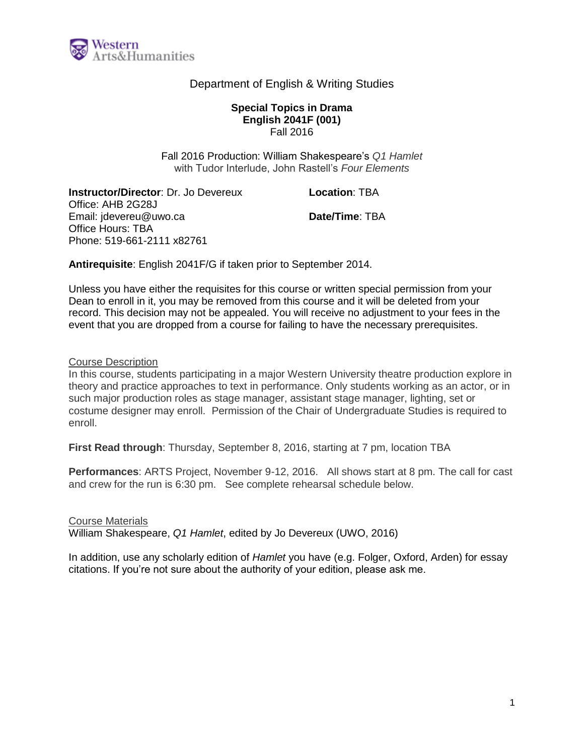Western Arts&Humanities

Department of English & Writing Studies

**Special Topics in Drama**
**English 2041F (001)**
Fall 2016

Fall 2016 Production: William Shakespeare's *Q1 Hamlet*
with Tudor Interlude, John Rastell's *Four Elements*

**Instructor/Director**: Dr. Jo Devereux
Office: AHB 2G28J
Email: jdevereu@uwo.ca
Office Hours: TBA
Phone: 519-661-2111 x82761

**Location**: TBA

**Date/Time**: TBA

**Antirequisite**: English 2041F/G if taken prior to September 2014.

Unless you have either the requisites for this course or written special permission from your Dean to enroll in it, you may be removed from this course and it will be deleted from your record. This decision may not be appealed. You will receive no adjustment to your fees in the event that you are dropped from a course for failing to have the necessary prerequisites.

## Course Description

In this course, students participating in a major Western University theatre production explore in theory and practice approaches to text in performance. Only students working as an actor, or in such major production roles as stage manager, assistant stage manager, lighting, set or costume designer may enroll. Permission of the Chair of Undergraduate Studies is required to enroll.

**First Read through**: Thursday, September 8, 2016, starting at 7 pm, location TBA

**Performances**: ARTS Project, November 9-12, 2016. All shows start at 8 pm. The call for cast and crew for the run is 6:30 pm. See complete rehearsal schedule below.

## Course Materials

William Shakespeare, *Q1 Hamlet*, edited by Jo Devereux (UWO, 2016)

In addition, use any scholarly edition of *Hamlet* you have (e.g. Folger, Oxford, Arden) for essay citations. If you're not sure about the authority of your edition, please ask me.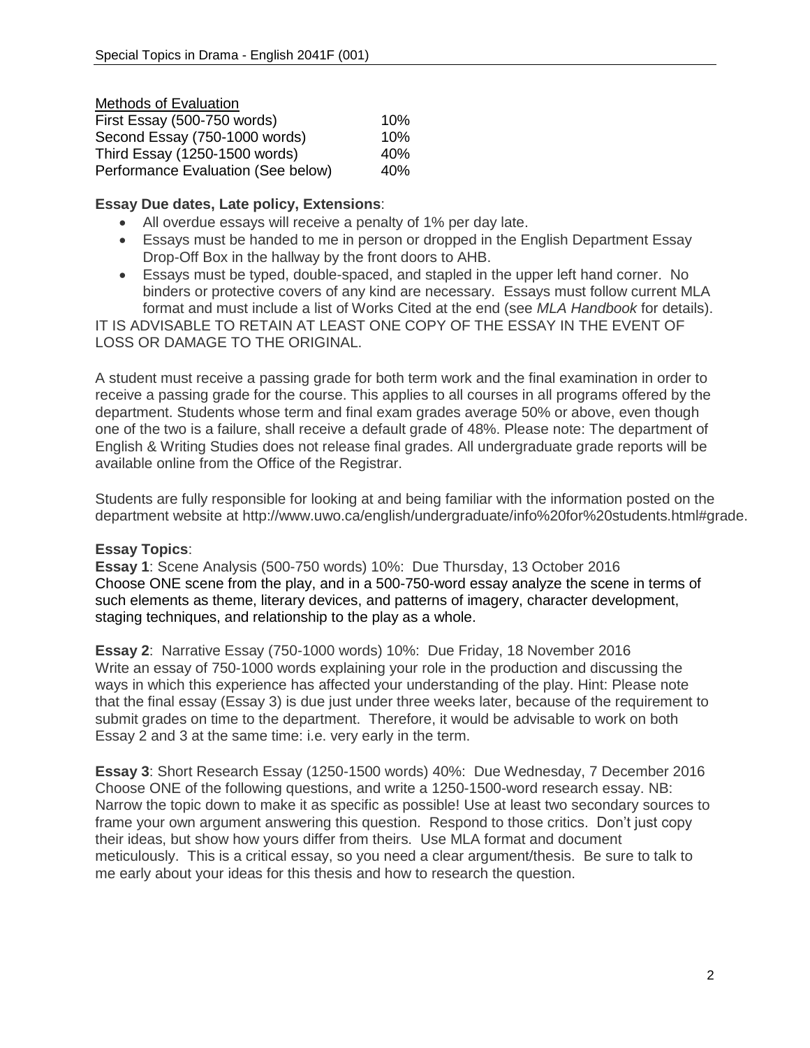<u>Methods of Evaluation</u>

| | |
|---|---|
| First Essay (500-750 words) | 10% |
| Second Essay (750-1000 words) | 10% |
| Third Essay (1250-1500 words) | 40% |
| Performance Evaluation (See below) | 40% |

**Essay Due dates, Late policy, Extensions**:

- All overdue essays will receive a penalty of 1% per day late.
- Essays must be handed to me in person or dropped in the English Department Essay Drop-Off Box in the hallway by the front doors to AHB.
- Essays must be typed, double-spaced, and stapled in the upper left hand corner. No binders or protective covers of any kind are necessary. Essays must follow current MLA format and must include a list of Works Cited at the end (see *MLA Handbook* for details).

IT IS ADVISABLE TO RETAIN AT LEAST ONE COPY OF THE ESSAY IN THE EVENT OF LOSS OR DAMAGE TO THE ORIGINAL.

A student must receive a passing grade for both term work and the final examination in order to receive a passing grade for the course. This applies to all courses in all programs offered by the department. Students whose term and final exam grades average 50% or above, even though one of the two is a failure, shall receive a default grade of 48%. Please note: The department of English & Writing Studies does not release final grades. All undergraduate grade reports will be available online from the Office of the Registrar.

Students are fully responsible for looking at and being familiar with the information posted on the department website at http://www.uwo.ca/english/undergraduate/info%20for%20students.html#grade.

**Essay Topics**:

**Essay 1**: Scene Analysis (500-750 words) 10%: Due Thursday, 13 October 2016
Choose ONE scene from the play, and in a 500-750-word essay analyze the scene in terms of such elements as theme, literary devices, and patterns of imagery, character development, staging techniques, and relationship to the play as a whole.

**Essay 2**: Narrative Essay (750-1000 words) 10%: Due Friday, 18 November 2016
Write an essay of 750-1000 words explaining your role in the production and discussing the ways in which this experience has affected your understanding of the play. Hint: Please note that the final essay (Essay 3) is due just under three weeks later, because of the requirement to submit grades on time to the department. Therefore, it would be advisable to work on both Essay 2 and 3 at the same time: i.e. very early in the term.

**Essay 3**: Short Research Essay (1250-1500 words) 40%: Due Wednesday, 7 December 2016
Choose ONE of the following questions, and write a 1250-1500-word research essay. NB: Narrow the topic down to make it as specific as possible! Use at least two secondary sources to frame your own argument answering this question. Respond to those critics. Don't just copy their ideas, but show how yours differ from theirs. Use MLA format and document meticulously. This is a critical essay, so you need a clear argument/thesis. Be sure to talk to me early about your ideas for this thesis and how to research the question.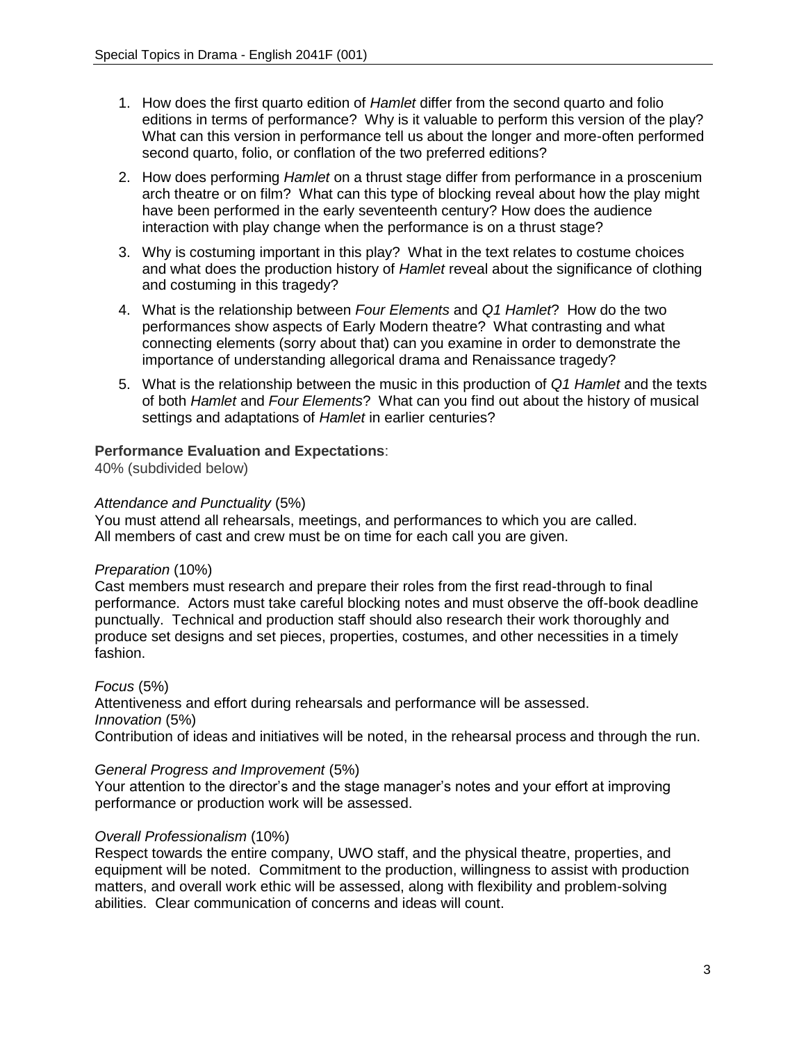1. How does the first quarto edition of *Hamlet* differ from the second quarto and folio editions in terms of performance? Why is it valuable to perform this version of the play? What can this version in performance tell us about the longer and more-often performed second quarto, folio, or conflation of the two preferred editions?

2. How does performing *Hamlet* on a thrust stage differ from performance in a proscenium arch theatre or on film? What can this type of blocking reveal about how the play might have been performed in the early seventeenth century? How does the audience interaction with play change when the performance is on a thrust stage?

3. Why is costuming important in this play? What in the text relates to costume choices and what does the production history of *Hamlet* reveal about the significance of clothing and costuming in this tragedy?

4. What is the relationship between *Four Elements* and *Q1 Hamlet*? How do the two performances show aspects of Early Modern theatre? What contrasting and what connecting elements (sorry about that) can you examine in order to demonstrate the importance of understanding allegorical drama and Renaissance tragedy?

5. What is the relationship between the music in this production of *Q1 Hamlet* and the texts of both *Hamlet* and *Four Elements*? What can you find out about the history of musical settings and adaptations of *Hamlet* in earlier centuries?

**Performance Evaluation and Expectations**:
40% (subdivided below)

*Attendance and Punctuality* (5%)
You must attend all rehearsals, meetings, and performances to which you are called.
All members of cast and crew must be on time for each call you are given.

*Preparation* (10%)
Cast members must research and prepare their roles from the first read-through to final performance. Actors must take careful blocking notes and must observe the off-book deadline punctually. Technical and production staff should also research their work thoroughly and produce set designs and set pieces, properties, costumes, and other necessities in a timely fashion.

*Focus* (5%)
Attentiveness and effort during rehearsals and performance will be assessed.

*Innovation* (5%)
Contribution of ideas and initiatives will be noted, in the rehearsal process and through the run.

*General Progress and Improvement* (5%)
Your attention to the director's and the stage manager's notes and your effort at improving performance or production work will be assessed.

*Overall Professionalism* (10%)
Respect towards the entire company, UWO staff, and the physical theatre, properties, and equipment will be noted. Commitment to the production, willingness to assist with production matters, and overall work ethic will be assessed, along with flexibility and problem-solving abilities. Clear communication of concerns and ideas will count.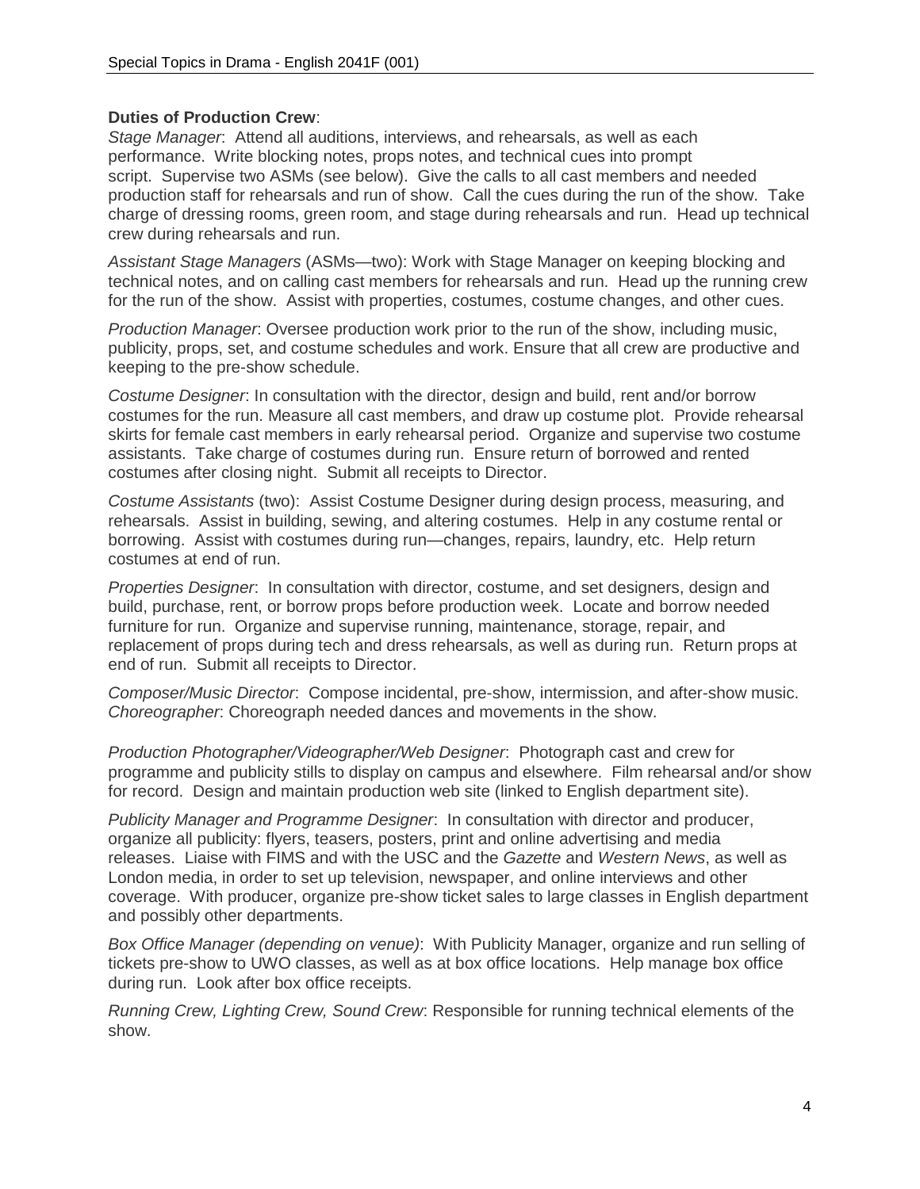**Duties of Production Crew**:

*Stage Manager*: Attend all auditions, interviews, and rehearsals, as well as each performance. Write blocking notes, props notes, and technical cues into prompt script. Supervise two ASMs (see below). Give the calls to all cast members and needed production staff for rehearsals and run of show. Call the cues during the run of the show. Take charge of dressing rooms, green room, and stage during rehearsals and run. Head up technical crew during rehearsals and run.

*Assistant Stage Managers* (ASMs—two): Work with Stage Manager on keeping blocking and technical notes, and on calling cast members for rehearsals and run. Head up the running crew for the run of the show. Assist with properties, costumes, costume changes, and other cues.

*Production Manager*: Oversee production work prior to the run of the show, including music, publicity, props, set, and costume schedules and work. Ensure that all crew are productive and keeping to the pre-show schedule.

*Costume Designer*: In consultation with the director, design and build, rent and/or borrow costumes for the run. Measure all cast members, and draw up costume plot. Provide rehearsal skirts for female cast members in early rehearsal period. Organize and supervise two costume assistants. Take charge of costumes during run. Ensure return of borrowed and rented costumes after closing night. Submit all receipts to Director.

*Costume Assistants* (two): Assist Costume Designer during design process, measuring, and rehearsals. Assist in building, sewing, and altering costumes. Help in any costume rental or borrowing. Assist with costumes during run—changes, repairs, laundry, etc. Help return costumes at end of run.

*Properties Designer*: In consultation with director, costume, and set designers, design and build, purchase, rent, or borrow props before production week. Locate and borrow needed furniture for run. Organize and supervise running, maintenance, storage, repair, and replacement of props during tech and dress rehearsals, as well as during run. Return props at end of run. Submit all receipts to Director.

*Composer/Music Director*: Compose incidental, pre-show, intermission, and after-show music.
*Choreographer*: Choreograph needed dances and movements in the show.

*Production Photographer/Videographer/Web Designer*: Photograph cast and crew for programme and publicity stills to display on campus and elsewhere. Film rehearsal and/or show for record. Design and maintain production web site (linked to English department site).

*Publicity Manager and Programme Designer*: In consultation with director and producer, organize all publicity: flyers, teasers, posters, print and online advertising and media releases. Liaise with FIMS and with the USC and the *Gazette* and *Western News*, as well as London media, in order to set up television, newspaper, and online interviews and other coverage. With producer, organize pre-show ticket sales to large classes in English department and possibly other departments.

*Box Office Manager (depending on venue)*: With Publicity Manager, organize and run selling of tickets pre-show to UWO classes, as well as at box office locations. Help manage box office during run. Look after box office receipts.

*Running Crew, Lighting Crew, Sound Crew*: Responsible for running technical elements of the show.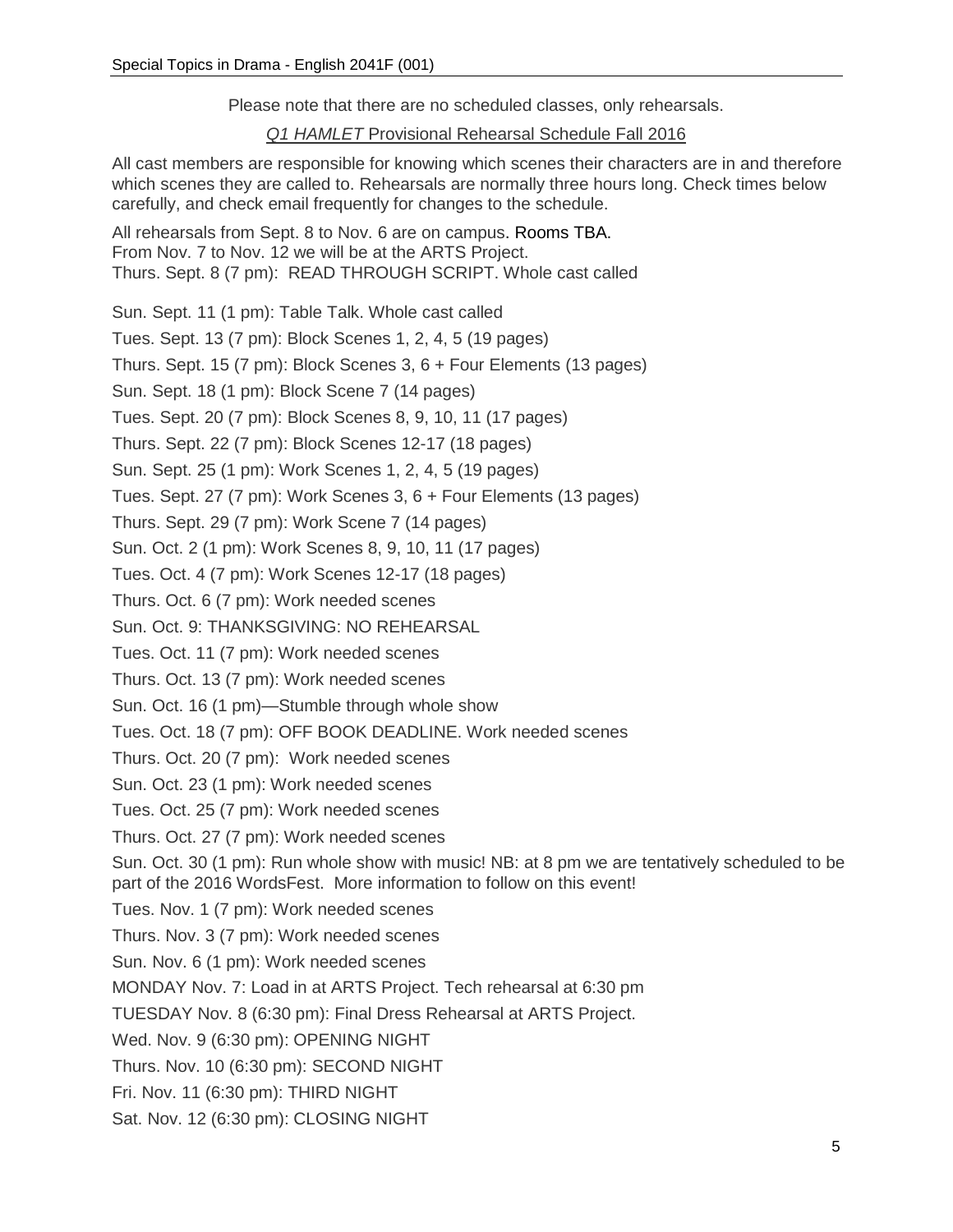Please note that there are no scheduled classes, only rehearsals.

*Q1 HAMLET* Provisional Rehearsal Schedule Fall 2016

All cast members are responsible for knowing which scenes their characters are in and therefore which scenes they are called to. Rehearsals are normally three hours long. Check times below carefully, and check email frequently for changes to the schedule.

All rehearsals from Sept. 8 to Nov. 6 are on campus. Rooms TBA.
From Nov. 7 to Nov. 12 we will be at the ARTS Project.
Thurs. Sept. 8 (7 pm): READ THROUGH SCRIPT. Whole cast called

Sun. Sept. 11 (1 pm): Table Talk. Whole cast called

Tues. Sept. 13 (7 pm): Block Scenes 1, 2, 4, 5 (19 pages)

Thurs. Sept. 15 (7 pm): Block Scenes 3, 6 + Four Elements (13 pages)

Sun. Sept. 18 (1 pm): Block Scene 7 (14 pages)

Tues. Sept. 20 (7 pm): Block Scenes 8, 9, 10, 11 (17 pages)

Thurs. Sept. 22 (7 pm): Block Scenes 12-17 (18 pages)

Sun. Sept. 25 (1 pm): Work Scenes 1, 2, 4, 5 (19 pages)

Tues. Sept. 27 (7 pm): Work Scenes 3, 6 + Four Elements (13 pages)

Thurs. Sept. 29 (7 pm): Work Scene 7 (14 pages)

Sun. Oct. 2 (1 pm): Work Scenes 8, 9, 10, 11 (17 pages)

Tues. Oct. 4 (7 pm): Work Scenes 12-17 (18 pages)

Thurs. Oct. 6 (7 pm): Work needed scenes

Sun. Oct. 9: THANKSGIVING: NO REHEARSAL

Tues. Oct. 11 (7 pm): Work needed scenes

Thurs. Oct. 13 (7 pm): Work needed scenes

Sun. Oct. 16 (1 pm)—Stumble through whole show

Tues. Oct. 18 (7 pm): OFF BOOK DEADLINE. Work needed scenes

Thurs. Oct. 20 (7 pm): Work needed scenes

Sun. Oct. 23 (1 pm): Work needed scenes

Tues. Oct. 25 (7 pm): Work needed scenes

Thurs. Oct. 27 (7 pm): Work needed scenes

Sun. Oct. 30 (1 pm): Run whole show with music! NB: at 8 pm we are tentatively scheduled to be part of the 2016 WordsFest. More information to follow on this event!

Tues. Nov. 1 (7 pm): Work needed scenes

Thurs. Nov. 3 (7 pm): Work needed scenes

Sun. Nov. 6 (1 pm): Work needed scenes

MONDAY Nov. 7: Load in at ARTS Project. Tech rehearsal at 6:30 pm

TUESDAY Nov. 8 (6:30 pm): Final Dress Rehearsal at ARTS Project.

Wed. Nov. 9 (6:30 pm): OPENING NIGHT

Thurs. Nov. 10 (6:30 pm): SECOND NIGHT

Fri. Nov. 11 (6:30 pm): THIRD NIGHT

Sat. Nov. 12 (6:30 pm): CLOSING NIGHT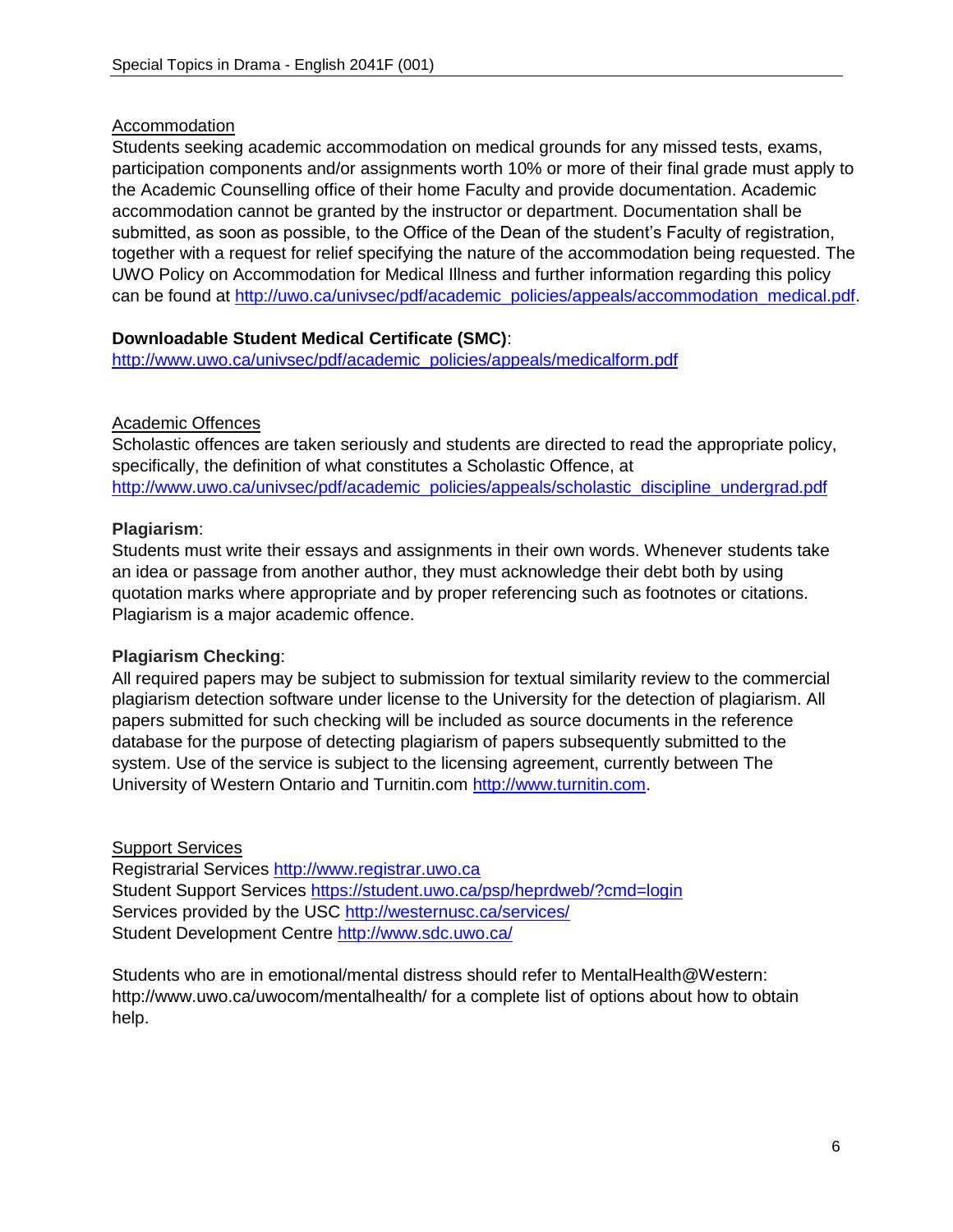Accommodation

Students seeking academic accommodation on medical grounds for any missed tests, exams, participation components and/or assignments worth 10% or more of their final grade must apply to the Academic Counselling office of their home Faculty and provide documentation. Academic accommodation cannot be granted by the instructor or department. Documentation shall be submitted, as soon as possible, to the Office of the Dean of the student's Faculty of registration, together with a request for relief specifying the nature of the accommodation being requested. The UWO Policy on Accommodation for Medical Illness and further information regarding this policy can be found at http://uwo.ca/univsec/pdf/academic_policies/appeals/accommodation_medical.pdf.

**Downloadable Student Medical Certificate (SMC)**:
http://www.uwo.ca/univsec/pdf/academic_policies/appeals/medicalform.pdf

Academic Offences

Scholastic offences are taken seriously and students are directed to read the appropriate policy, specifically, the definition of what constitutes a Scholastic Offence, at http://www.uwo.ca/univsec/pdf/academic_policies/appeals/scholastic_discipline_undergrad.pdf

**Plagiarism**:
Students must write their essays and assignments in their own words. Whenever students take an idea or passage from another author, they must acknowledge their debt both by using quotation marks where appropriate and by proper referencing such as footnotes or citations. Plagiarism is a major academic offence.

**Plagiarism Checking**:
All required papers may be subject to submission for textual similarity review to the commercial plagiarism detection software under license to the University for the detection of plagiarism. All papers submitted for such checking will be included as source documents in the reference database for the purpose of detecting plagiarism of papers subsequently submitted to the system. Use of the service is subject to the licensing agreement, currently between The University of Western Ontario and Turnitin.com http://www.turnitin.com.

Support Services

Registrarial Services http://www.registrar.uwo.ca
Student Support Services https://student.uwo.ca/psp/heprdweb/?cmd=login
Services provided by the USC http://westernusc.ca/services/
Student Development Centre http://www.sdc.uwo.ca/

Students who are in emotional/mental distress should refer to MentalHealth@Western: http://www.uwo.ca/uwocom/mentalhealth/ for a complete list of options about how to obtain help.